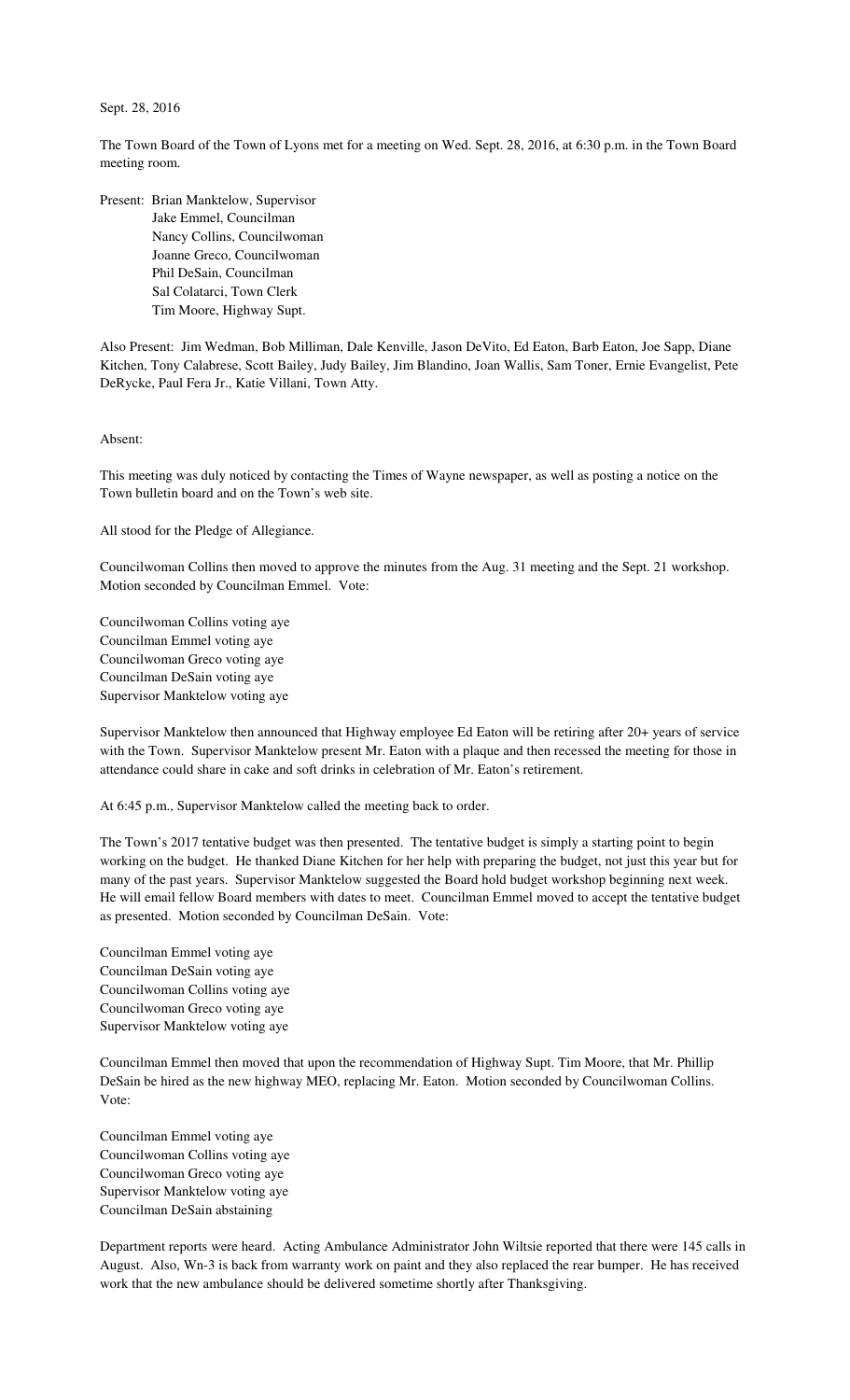Sept. 28, 2016

The Town Board of the Town of Lyons met for a meeting on Wed. Sept. 28, 2016, at 6:30 p.m. in the Town Board meeting room.

Present: Brian Manktelow, Supervisor
Jake Emmel, Councilman
Nancy Collins, Councilwoman
Joanne Greco, Councilwoman
Phil DeSain, Councilman
Sal Colatarci, Town Clerk
Tim Moore, Highway Supt.

Also Present: Jim Wedman, Bob Milliman, Dale Kenville, Jason DeVito, Ed Eaton, Barb Eaton, Joe Sapp, Diane Kitchen, Tony Calabrese, Scott Bailey, Judy Bailey, Jim Blandino, Joan Wallis, Sam Toner, Ernie Evangelist, Pete DeRycke, Paul Fera Jr., Katie Villani, Town Atty.

Absent:

This meeting was duly noticed by contacting the Times of Wayne newspaper, as well as posting a notice on the Town bulletin board and on the Town's web site.

All stood for the Pledge of Allegiance.

Councilwoman Collins then moved to approve the minutes from the Aug. 31 meeting and the Sept. 21 workshop. Motion seconded by Councilman Emmel. Vote:

Councilwoman Collins voting aye
Councilman Emmel voting aye
Councilwoman Greco voting aye
Councilman DeSain voting aye
Supervisor Manktelow voting aye

Supervisor Manktelow then announced that Highway employee Ed Eaton will be retiring after 20+ years of service with the Town. Supervisor Manktelow present Mr. Eaton with a plaque and then recessed the meeting for those in attendance could share in cake and soft drinks in celebration of Mr. Eaton's retirement.

At 6:45 p.m., Supervisor Manktelow called the meeting back to order.

The Town's 2017 tentative budget was then presented. The tentative budget is simply a starting point to begin working on the budget. He thanked Diane Kitchen for her help with preparing the budget, not just this year but for many of the past years. Supervisor Manktelow suggested the Board hold budget workshop beginning next week. He will email fellow Board members with dates to meet. Councilman Emmel moved to accept the tentative budget as presented. Motion seconded by Councilman DeSain. Vote:

Councilman Emmel voting aye
Councilman DeSain voting aye
Councilwoman Collins voting aye
Councilwoman Greco voting aye
Supervisor Manktelow voting aye

Councilman Emmel then moved that upon the recommendation of Highway Supt. Tim Moore, that Mr. Phillip DeSain be hired as the new highway MEO, replacing Mr. Eaton. Motion seconded by Councilwoman Collins. Vote:

Councilman Emmel voting aye
Councilwoman Collins voting aye
Councilwoman Greco voting aye
Supervisor Manktelow voting aye
Councilman DeSain abstaining

Department reports were heard. Acting Ambulance Administrator John Wiltsie reported that there were 145 calls in August. Also, Wn-3 is back from warranty work on paint and they also replaced the rear bumper. He has received work that the new ambulance should be delivered sometime shortly after Thanksgiving.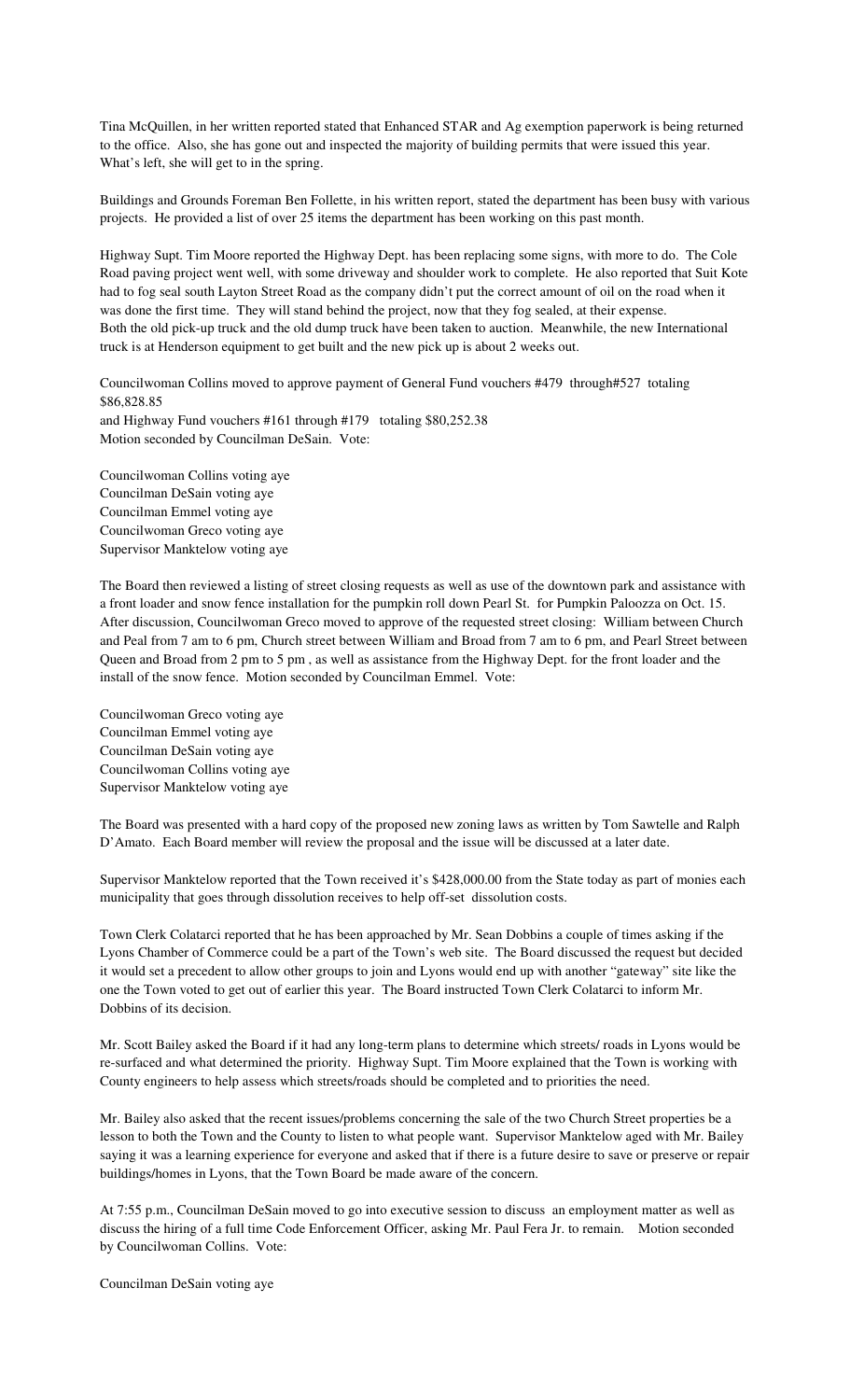Tina McQuillen, in her written reported stated that Enhanced STAR and Ag exemption paperwork is being returned to the office. Also, she has gone out and inspected the majority of building permits that were issued this year. What's left, she will get to in the spring.

Buildings and Grounds Foreman Ben Follette, in his written report, stated the department has been busy with various projects. He provided a list of over 25 items the department has been working on this past month.

Highway Supt. Tim Moore reported the Highway Dept. has been replacing some signs, with more to do. The Cole Road paving project went well, with some driveway and shoulder work to complete. He also reported that Suit Kote had to fog seal south Layton Street Road as the company didn't put the correct amount of oil on the road when it was done the first time. They will stand behind the project, now that they fog sealed, at their expense.
Both the old pick-up truck and the old dump truck have been taken to auction. Meanwhile, the new International truck is at Henderson equipment to get built and the new pick up is about 2 weeks out.

Councilwoman Collins moved to approve payment of General Fund vouchers #479 through#527 totaling $86,828.85
and Highway Fund vouchers #161 through #179 totaling $80,252.38
Motion seconded by Councilman DeSain. Vote:

Councilwoman Collins voting aye
Councilman DeSain voting aye
Councilman Emmel voting aye
Councilwoman Greco voting aye
Supervisor Manktelow voting aye

The Board then reviewed a listing of street closing requests as well as use of the downtown park and assistance with a front loader and snow fence installation for the pumpkin roll down Pearl St. for Pumpkin Paloozza on Oct. 15. After discussion, Councilwoman Greco moved to approve of the requested street closing: William between Church and Peal from 7 am to 6 pm, Church street between William and Broad from 7 am to 6 pm, and Pearl Street between Queen and Broad from 2 pm to 5 pm , as well as assistance from the Highway Dept. for the front loader and the install of the snow fence. Motion seconded by Councilman Emmel. Vote:

Councilwoman Greco voting aye
Councilman Emmel voting aye
Councilman DeSain voting aye
Councilwoman Collins voting aye
Supervisor Manktelow voting aye

The Board was presented with a hard copy of the proposed new zoning laws as written by Tom Sawtelle and Ralph D'Amato. Each Board member will review the proposal and the issue will be discussed at a later date.

Supervisor Manktelow reported that the Town received it's $428,000.00 from the State today as part of monies each municipality that goes through dissolution receives to help off-set dissolution costs.

Town Clerk Colatarci reported that he has been approached by Mr. Sean Dobbins a couple of times asking if the Lyons Chamber of Commerce could be a part of the Town's web site. The Board discussed the request but decided it would set a precedent to allow other groups to join and Lyons would end up with another "gateway" site like the one the Town voted to get out of earlier this year. The Board instructed Town Clerk Colatarci to inform Mr. Dobbins of its decision.

Mr. Scott Bailey asked the Board if it had any long-term plans to determine which streets/ roads in Lyons would be re-surfaced and what determined the priority. Highway Supt. Tim Moore explained that the Town is working with County engineers to help assess which streets/roads should be completed and to priorities the need.

Mr. Bailey also asked that the recent issues/problems concerning the sale of the two Church Street properties be a lesson to both the Town and the County to listen to what people want. Supervisor Manktelow aged with Mr. Bailey saying it was a learning experience for everyone and asked that if there is a future desire to save or preserve or repair buildings/homes in Lyons, that the Town Board be made aware of the concern.

At 7:55 p.m., Councilman DeSain moved to go into executive session to discuss an employment matter as well as discuss the hiring of a full time Code Enforcement Officer, asking Mr. Paul Fera Jr. to remain. Motion seconded by Councilwoman Collins. Vote:

Councilman DeSain voting aye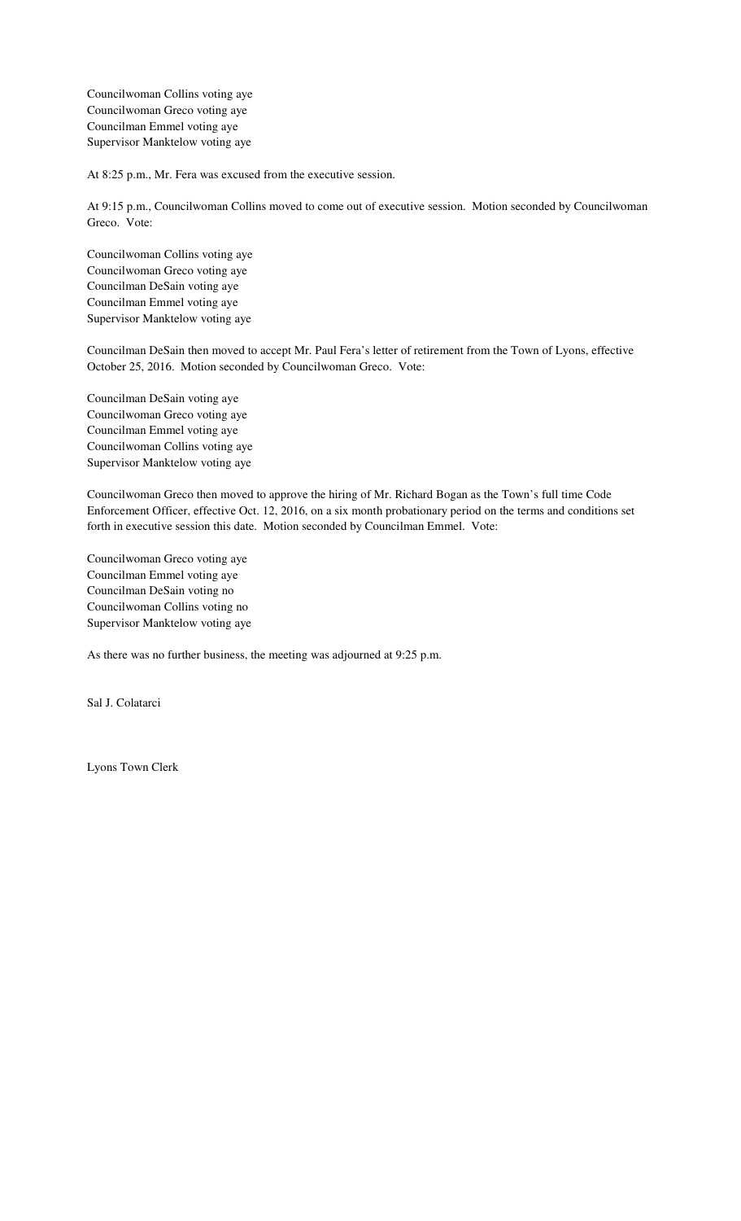Councilwoman Collins voting aye
Councilwoman Greco voting aye
Councilman Emmel voting aye
Supervisor Manktelow voting aye

At 8:25 p.m., Mr. Fera was excused from the executive session.

At 9:15 p.m., Councilwoman Collins moved to come out of executive session. Motion seconded by Councilwoman Greco. Vote:

Councilwoman Collins voting aye
Councilwoman Greco voting aye
Councilman DeSain voting aye
Councilman Emmel voting aye
Supervisor Manktelow voting aye

Councilman DeSain then moved to accept Mr. Paul Fera's letter of retirement from the Town of Lyons, effective October 25, 2016. Motion seconded by Councilwoman Greco. Vote:

Councilman DeSain voting aye
Councilwoman Greco voting aye
Councilman Emmel voting aye
Councilwoman Collins voting aye
Supervisor Manktelow voting aye

Councilwoman Greco then moved to approve the hiring of Mr. Richard Bogan as the Town's full time Code Enforcement Officer, effective Oct. 12, 2016, on a six month probationary period on the terms and conditions set forth in executive session this date. Motion seconded by Councilman Emmel. Vote:

Councilwoman Greco voting aye
Councilman Emmel voting aye
Councilman DeSain voting no
Councilwoman Collins voting no
Supervisor Manktelow voting aye

As there was no further business, the meeting was adjourned at 9:25 p.m.

Sal J. Colatarci

Lyons Town Clerk